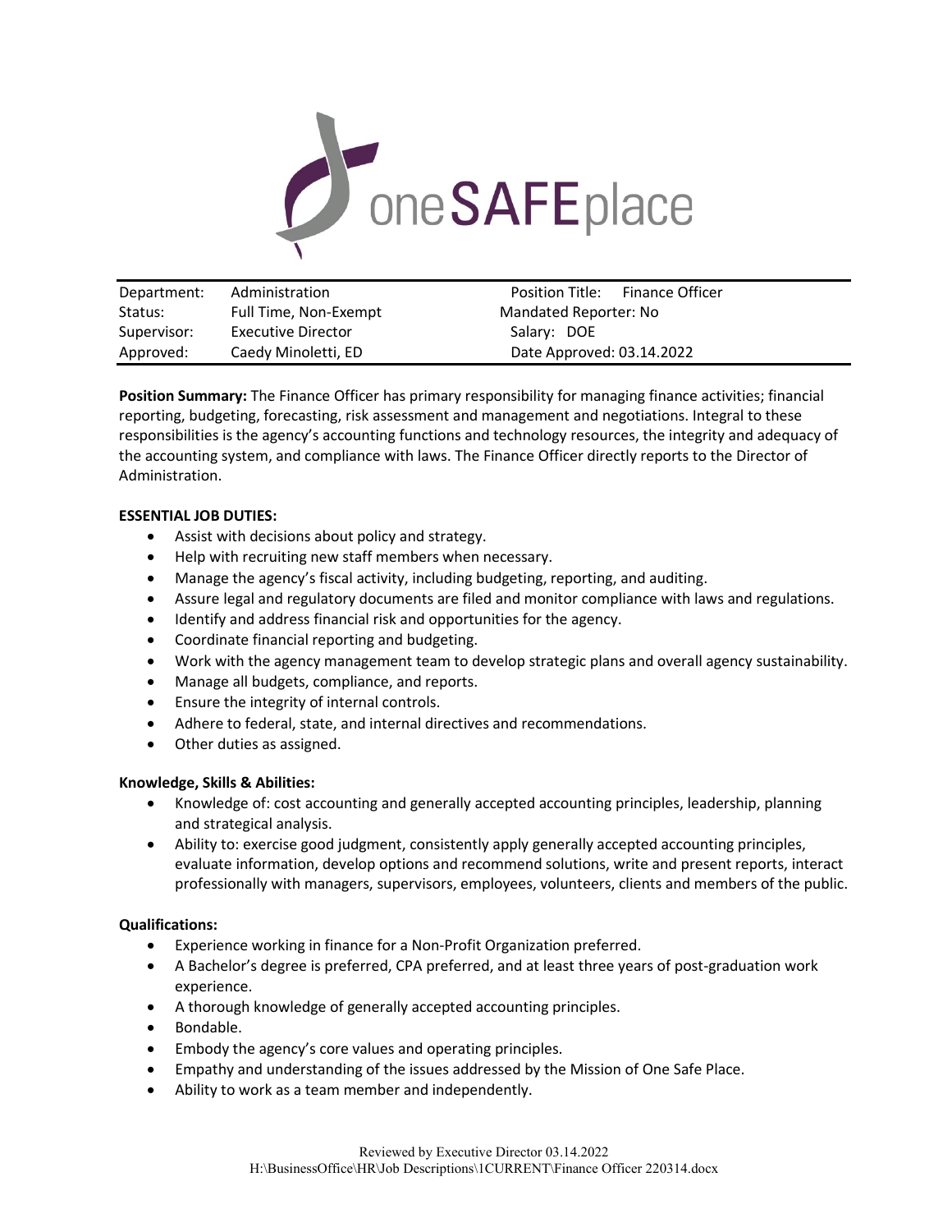oneSAFEplace

| Department: | Administration | Position Title: | Finance Officer |
|---|---|---|---|
| Status: | Full Time, Non-Exempt | Mandated Reporter: No | |
| Supervisor: | Executive Director | Salary: DOE | |
| Approved: | Caedy Minoletti, ED | Date Approved: 03.14.2022 | |

**Position Summary:** The Finance Officer has primary responsibility for managing finance activities; financial reporting, budgeting, forecasting, risk assessment and management and negotiations. Integral to these responsibilities is the agency's accounting functions and technology resources, the integrity and adequacy of the accounting system, and compliance with laws. The Finance Officer directly reports to the Director of Administration.

**ESSENTIAL JOB DUTIES:**

- Assist with decisions about policy and strategy.
- Help with recruiting new staff members when necessary.
- Manage the agency's fiscal activity, including budgeting, reporting, and auditing.
- Assure legal and regulatory documents are filed and monitor compliance with laws and regulations.
- Identify and address financial risk and opportunities for the agency.
- Coordinate financial reporting and budgeting.
- Work with the agency management team to develop strategic plans and overall agency sustainability.
- Manage all budgets, compliance, and reports.
- Ensure the integrity of internal controls.
- Adhere to federal, state, and internal directives and recommendations.
- Other duties as assigned.

**Knowledge, Skills & Abilities:**

- Knowledge of: cost accounting and generally accepted accounting principles, leadership, planning and strategical analysis.
- Ability to: exercise good judgment, consistently apply generally accepted accounting principles, evaluate information, develop options and recommend solutions, write and present reports, interact professionally with managers, supervisors, employees, volunteers, clients and members of the public.

**Qualifications:**

- Experience working in finance for a Non-Profit Organization preferred.
- A Bachelor's degree is preferred, CPA preferred, and at least three years of post-graduation work experience.
- A thorough knowledge of generally accepted accounting principles.
- Bondable.
- Embody the agency's core values and operating principles.
- Empathy and understanding of the issues addressed by the Mission of One Safe Place.
- Ability to work as a team member and independently.

Reviewed by Executive Director 03.14.2022
H:\BusinessOffice\HR\Job Descriptions\1CURRENT\Finance Officer 220314.docx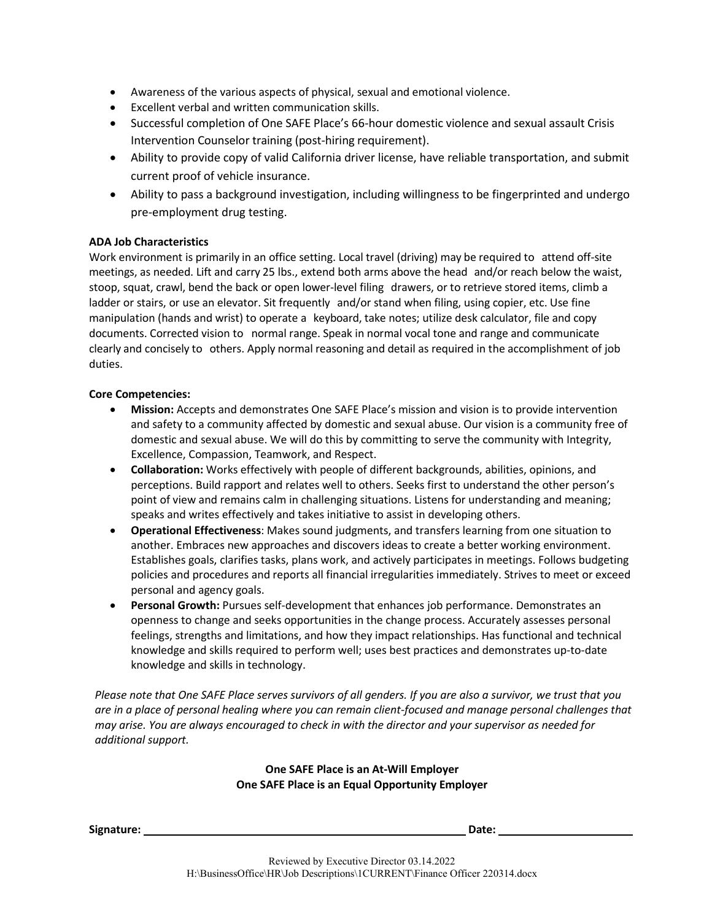- Awareness of the various aspects of physical, sexual and emotional violence.
- Excellent verbal and written communication skills.
- Successful completion of One SAFE Place's 66-hour domestic violence and sexual assault Crisis Intervention Counselor training (post-hiring requirement).
- Ability to provide copy of valid California driver license, have reliable transportation, and submit current proof of vehicle insurance.
- Ability to pass a background investigation, including willingness to be fingerprinted and undergo pre-employment drug testing.

**ADA Job Characteristics**

Work environment is primarily in an office setting. Local travel (driving) may be required to attend off-site meetings, as needed. Lift and carry 25 lbs., extend both arms above the head and/or reach below the waist, stoop, squat, crawl, bend the back or open lower-level filing drawers, or to retrieve stored items, climb a ladder or stairs, or use an elevator. Sit frequently and/or stand when filing, using copier, etc. Use fine manipulation (hands and wrist) to operate a keyboard, take notes; utilize desk calculator, file and copy documents. Corrected vision to normal range. Speak in normal vocal tone and range and communicate clearly and concisely to others. Apply normal reasoning and detail as required in the accomplishment of job duties.

**Core Competencies:**

- **Mission:** Accepts and demonstrates One SAFE Place's mission and vision is to provide intervention and safety to a community affected by domestic and sexual abuse. Our vision is a community free of domestic and sexual abuse. We will do this by committing to serve the community with Integrity, Excellence, Compassion, Teamwork, and Respect.
- **Collaboration:** Works effectively with people of different backgrounds, abilities, opinions, and perceptions. Build rapport and relates well to others. Seeks first to understand the other person's point of view and remains calm in challenging situations. Listens for understanding and meaning; speaks and writes effectively and takes initiative to assist in developing others.
- **Operational Effectiveness**: Makes sound judgments, and transfers learning from one situation to another. Embraces new approaches and discovers ideas to create a better working environment. Establishes goals, clarifies tasks, plans work, and actively participates in meetings. Follows budgeting policies and procedures and reports all financial irregularities immediately. Strives to meet or exceed personal and agency goals.
- **Personal Growth:** Pursues self-development that enhances job performance. Demonstrates an openness to change and seeks opportunities in the change process. Accurately assesses personal feelings, strengths and limitations, and how they impact relationships. Has functional and technical knowledge and skills required to perform well; uses best practices and demonstrates up-to-date knowledge and skills in technology.

*Please note that One SAFE Place serves survivors of all genders. If you are also a survivor, we trust that you are in a place of personal healing where you can remain client-focused and manage personal challenges that may arise. You are always encouraged to check in with the director and your supervisor as needed for additional support.*

**One SAFE Place is an At-Will Employer**
**One SAFE Place is an Equal Opportunity Employer**

**Signature:** ______________________________ **Date:** ______________

Reviewed by Executive Director 03.14.2022
H:\BusinessOffice\HR\Job Descriptions\1CURRENT\Finance Officer 220314.docx